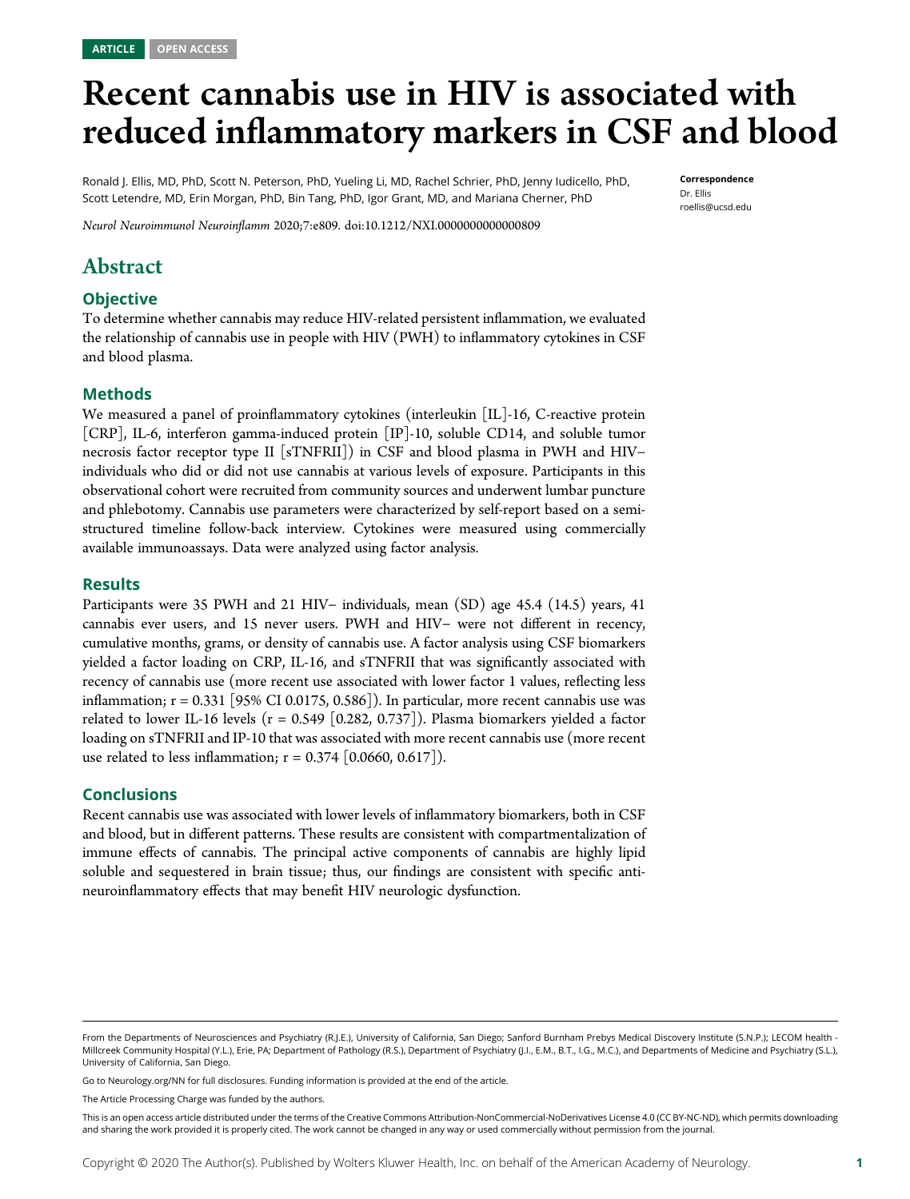ARTICLE OPEN ACCESS

# Recent cannabis use in HIV is associated with reduced inflammatory markers in CSF and blood

Ronald J. Ellis, MD, PhD, Scott N. Peterson, PhD, Yueling Li, MD, Rachel Schrier, PhD, Jenny Iudicello, PhD, Scott Letendre, MD, Erin Morgan, PhD, Bin Tang, PhD, Igor Grant, MD, and Mariana Cherner, PhD

*Neurol Neuroimmunol Neuroinflamm* 2020;7:e809. doi:10.1212/NXI.0000000000000809

**Correspondence**
Dr. Ellis
roellis@ucsd.edu

## Abstract

### Objective

To determine whether cannabis may reduce HIV-related persistent inflammation, we evaluated the relationship of cannabis use in people with HIV (PWH) to inflammatory cytokines in CSF and blood plasma.

### Methods

We measured a panel of proinflammatory cytokines (interleukin [IL]-16, C-reactive protein [CRP], IL-6, interferon gamma-induced protein [IP]-10, soluble CD14, and soluble tumor necrosis factor receptor type II [sTNFRII]) in CSF and blood plasma in PWH and HIV− individuals who did or did not use cannabis at various levels of exposure. Participants in this observational cohort were recruited from community sources and underwent lumbar puncture and phlebotomy. Cannabis use parameters were characterized by self-report based on a semi-structured timeline follow-back interview. Cytokines were measured using commercially available immunoassays. Data were analyzed using factor analysis.

### Results

Participants were 35 PWH and 21 HIV− individuals, mean (SD) age 45.4 (14.5) years, 41 cannabis ever users, and 15 never users. PWH and HIV− were not different in recency, cumulative months, grams, or density of cannabis use. A factor analysis using CSF biomarkers yielded a factor loading on CRP, IL-16, and sTNFRII that was significantly associated with recency of cannabis use (more recent use associated with lower factor 1 values, reflecting less inflammation; $r = 0.331$ [95% CI 0.0175, 0.586]). In particular, more recent cannabis use was related to lower IL-16 levels ($r = 0.549$ [0.282, 0.737]). Plasma biomarkers yielded a factor loading on sTNFRII and IP-10 that was associated with more recent cannabis use (more recent use related to less inflammation; $r = 0.374$ [0.0660, 0.617]).

### Conclusions

Recent cannabis use was associated with lower levels of inflammatory biomarkers, both in CSF and blood, but in different patterns. These results are consistent with compartmentalization of immune effects of cannabis. The principal active components of cannabis are highly lipid soluble and sequestered in brain tissue; thus, our findings are consistent with specific anti-neuroinflammatory effects that may benefit HIV neurologic dysfunction.

---

From the Departments of Neurosciences and Psychiatry (R.J.E.), University of California, San Diego; Sanford Burnham Prebys Medical Discovery Institute (S.N.P.); LECOM health - Millcreek Community Hospital (Y.L.), Erie, PA; Department of Pathology (R.S.), Department of Psychiatry (J.I., E.M., B.T., I.G., M.C.), and Departments of Medicine and Psychiatry (S.L.), University of California, San Diego.

Go to Neurology.org/NN for full disclosures. Funding information is provided at the end of the article.

The Article Processing Charge was funded by the authors.

This is an open access article distributed under the terms of the Creative Commons Attribution-NonCommercial-NoDerivatives License 4.0 (CC BY-NC-ND), which permits downloading and sharing the work provided it is properly cited. The work cannot be changed in any way or used commercially without permission from the journal.

Copyright © 2020 The Author(s). Published by Wolters Kluwer Health, Inc. on behalf of the American Academy of Neurology.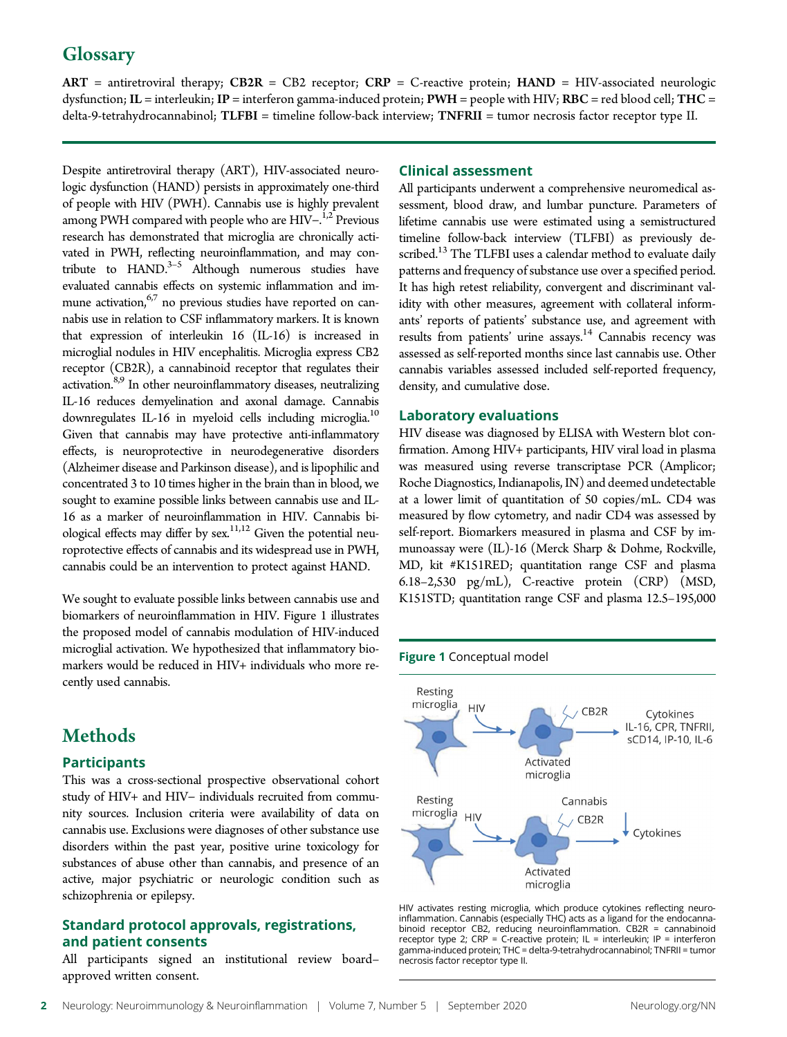## Glossary

**ART** = antiretroviral therapy; **CB2R** = CB2 receptor; **CRP** = C-reactive protein; **HAND** = HIV-associated neurologic dysfunction; **IL** = interleukin; **IP** = interferon gamma-induced protein; **PWH** = people with HIV; **RBC** = red blood cell; **THC** = delta-9-tetrahydrocannabinol; **TLFBI** = timeline follow-back interview; **TNFRII** = tumor necrosis factor receptor type II.

Despite antiretroviral therapy (ART), HIV-associated neurologic dysfunction (HAND) persists in approximately one-third of people with HIV (PWH). Cannabis use is highly prevalent among PWH compared with people who are HIV–.[1,2] Previous research has demonstrated that microglia are chronically activated in PWH, reflecting neuroinflammation, and may contribute to HAND.[3–5] Although numerous studies have evaluated cannabis effects on systemic inflammation and immune activation,[6,7] no previous studies have reported on cannabis use in relation to CSF inflammatory markers. It is known that expression of interleukin 16 (IL-16) is increased in microglial nodules in HIV encephalitis. Microglia express CB2 receptor (CB2R), a cannabinoid receptor that regulates their activation.[8,9] In other neuroinflammatory diseases, neutralizing IL-16 reduces demyelination and axonal damage. Cannabis downregulates IL-16 in myeloid cells including microglia.[10] Given that cannabis may have protective anti-inflammatory effects, is neuroprotective in neurodegenerative disorders (Alzheimer disease and Parkinson disease), and is lipophilic and concentrated 3 to 10 times higher in the brain than in blood, we sought to examine possible links between cannabis use and IL-16 as a marker of neuroinflammation in HIV. Cannabis biological effects may differ by sex.[11,12] Given the potential neuroprotective effects of cannabis and its widespread use in PWH, cannabis could be an intervention to protect against HAND.

We sought to evaluate possible links between cannabis use and biomarkers of neuroinflammation in HIV. Figure 1 illustrates the proposed model of cannabis modulation of HIV-induced microglial activation. We hypothesized that inflammatory biomarkers would be reduced in HIV+ individuals who more recently used cannabis.

# Methods

### Participants

This was a cross-sectional prospective observational cohort study of HIV+ and HIV– individuals recruited from community sources. Inclusion criteria were availability of data on cannabis use. Exclusions were diagnoses of other substance use disorders within the past year, positive urine toxicology for substances of abuse other than cannabis, and presence of an active, major psychiatric or neurologic condition such as schizophrenia or epilepsy.

### Standard protocol approvals, registrations, and patient consents

All participants signed an institutional review board–approved written consent.

### Clinical assessment

All participants underwent a comprehensive neuromedical assessment, blood draw, and lumbar puncture. Parameters of lifetime cannabis use were estimated using a semistructured timeline follow-back interview (TLFBI) as previously described.[13] The TLFBI uses a calendar method to evaluate daily patterns and frequency of substance use over a specified period. It has high retest reliability, convergent and discriminant validity with other measures, agreement with collateral informants' reports of patients' substance use, and agreement with results from patients' urine assays.[14] Cannabis recency was assessed as self-reported months since last cannabis use. Other cannabis variables assessed included self-reported frequency, density, and cumulative dose.

### Laboratory evaluations

HIV disease was diagnosed by ELISA with Western blot confirmation. Among HIV+ participants, HIV viral load in plasma was measured using reverse transcriptase PCR (Amplicor; Roche Diagnostics, Indianapolis, IN) and deemed undetectable at a lower limit of quantitation of 50 copies/mL. CD4 was measured by flow cytometry, and nadir CD4 was assessed by self-report. Biomarkers measured in plasma and CSF by immunoassay were (IL)-16 (Merck Sharp & Dohme, Rockville, MD, kit #K151RED; quantitation range CSF and plasma 6.18–2,530 pg/mL), C-reactive protein (CRP) (MSD, K151STD; quantitation range CSF and plasma 12.5–195,000

**Figure 1** Conceptual model

HIV activates resting microglia, which produce cytokines reflecting neuroinflammation. Cannabis (especially THC) acts as a ligand for the endocannabinoid receptor CB2, reducing neuroinflammation. CB2R = cannabinoid receptor type 2; CRP = C-reactive protein; IL = interleukin; IP = interferon gamma-induced protein; THC = delta-9-tetrahydrocannabinol; TNFRII = tumor necrosis factor receptor type II.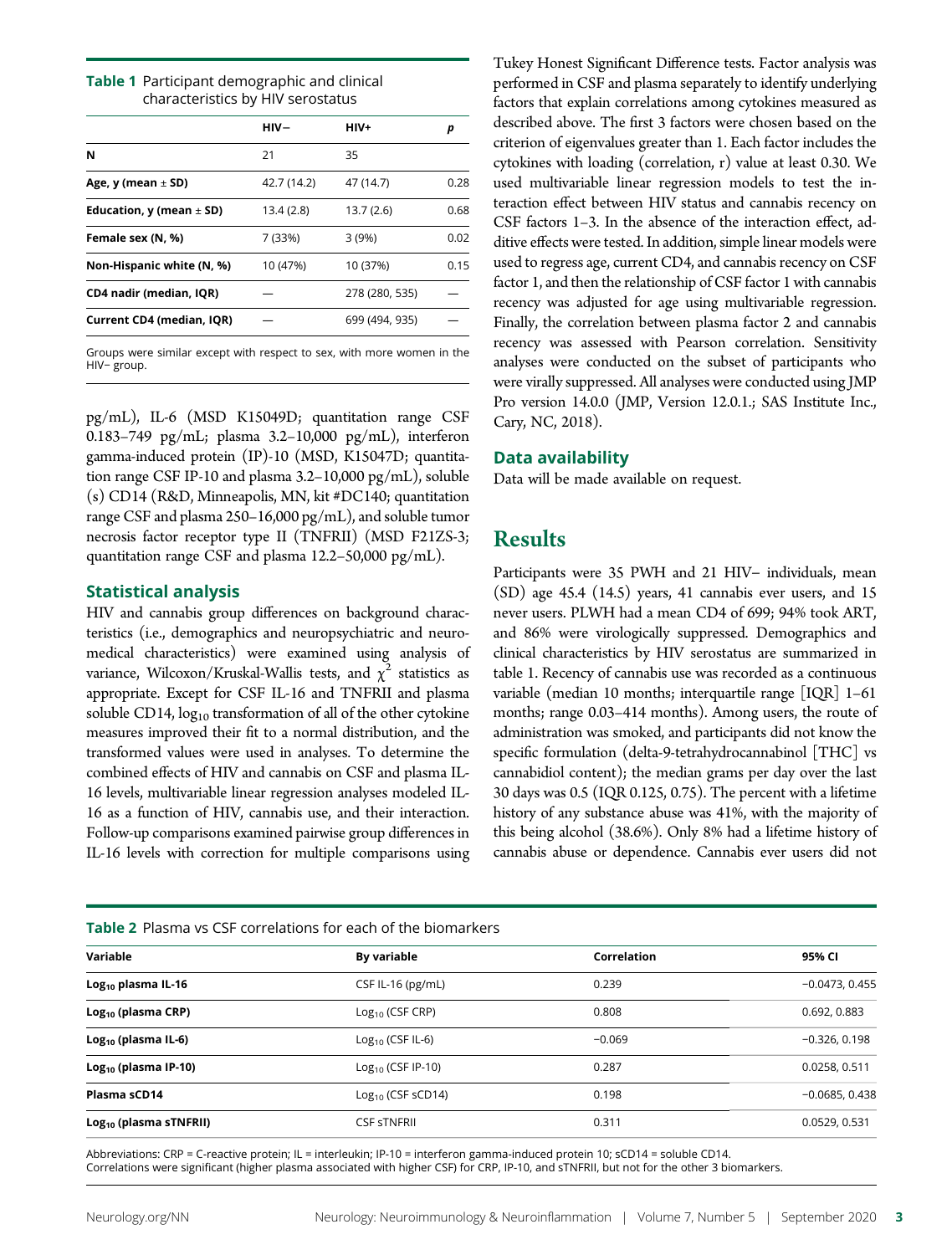**Table 1** Participant demographic and clinical characteristics by HIV serostatus

| | HIV− | HIV+ | p |
|---|---|---|---|
| **N** | 21 | 35 | |
| **Age, y (mean ± SD)** | 42.7 (14.2) | 47 (14.7) | 0.28 |
| **Education, y (mean ± SD)** | 13.4 (2.8) | 13.7 (2.6) | 0.68 |
| **Female sex (N, %)** | 7 (33%) | 3 (9%) | 0.02 |
| **Non-Hispanic white (N, %)** | 10 (47%) | 10 (37%) | 0.15 |
| **CD4 nadir (median, IQR)** | — | 278 (280, 535) | — |
| **Current CD4 (median, IQR)** | — | 699 (494, 935) | — |

Groups were similar except with respect to sex, with more women in the HIV− group.

pg/mL), IL-6 (MSD K15049D; quantitation range CSF 0.183–749 pg/mL; plasma 3.2–10,000 pg/mL), interferon gamma-induced protein (IP)-10 (MSD, K15047D; quantitation range CSF IP-10 and plasma 3.2–10,000 pg/mL), soluble (s) CD14 (R&D, Minneapolis, MN, kit #DC140; quantitation range CSF and plasma 250–16,000 pg/mL), and soluble tumor necrosis factor receptor type II (TNFRII) (MSD F21ZS-3; quantitation range CSF and plasma 12.2–50,000 pg/mL).

### Statistical analysis

HIV and cannabis group differences on background characteristics (i.e., demographics and neuropsychiatric and neuromedical characteristics) were examined using analysis of variance, Wilcoxon/Kruskal-Wallis tests, and $\chi^2$ statistics as appropriate. Except for CSF IL-16 and TNFRII and plasma soluble CD14, $\log_{10}$ transformation of all of the other cytokine measures improved their fit to a normal distribution, and the transformed values were used in analyses. To determine the combined effects of HIV and cannabis on CSF and plasma IL-16 levels, multivariable linear regression analyses modeled IL-16 as a function of HIV, cannabis use, and their interaction. Follow-up comparisons examined pairwise group differences in IL-16 levels with correction for multiple comparisons using Tukey Honest Significant Difference tests. Factor analysis was performed in CSF and plasma separately to identify underlying factors that explain correlations among cytokines measured as described above. The first 3 factors were chosen based on the criterion of eigenvalues greater than 1. Each factor includes the cytokines with loading (correlation, r) value at least 0.30. We used multivariable linear regression models to test the interaction effect between HIV status and cannabis recency on CSF factors 1–3. In the absence of the interaction effect, additive effects were tested. In addition, simple linear models were used to regress age, current CD4, and cannabis recency on CSF factor 1, and then the relationship of CSF factor 1 with cannabis recency was adjusted for age using multivariable regression. Finally, the correlation between plasma factor 2 and cannabis recency was assessed with Pearson correlation. Sensitivity analyses were conducted on the subset of participants who were virally suppressed. All analyses were conducted using JMP Pro version 14.0.0 (JMP, Version 12.0.1.; SAS Institute Inc., Cary, NC, 2018).

### Data availability

Data will be made available on request.

## Results

Participants were 35 PWH and 21 HIV− individuals, mean (SD) age 45.4 (14.5) years, 41 cannabis ever users, and 15 never users. PLWH had a mean CD4 of 699; 94% took ART, and 86% were virologically suppressed. Demographics and clinical characteristics by HIV serostatus are summarized in table 1. Recency of cannabis use was recorded as a continuous variable (median 10 months; interquartile range [IQR] 1–61 months; range 0.03–414 months). Among users, the route of administration was smoked, and participants did not know the specific formulation (delta-9-tetrahydrocannabinol [THC] vs cannabidiol content); the median grams per day over the last 30 days was 0.5 (IQR 0.125, 0.75). The percent with a lifetime history of any substance abuse was 41%, with the majority of this being alcohol (38.6%). Only 8% had a lifetime history of cannabis abuse or dependence. Cannabis ever users did not

**Table 2** Plasma vs CSF correlations for each of the biomarkers

| Variable | By variable | Correlation | 95% CI |
|---|---|---|---|
| **$\text{Log}_{10}$ plasma IL-16** | CSF IL-16 (pg/mL) | 0.239 | −0.0473, 0.455 |
| **$\text{Log}_{10}$ (plasma CRP)** | $\text{Log}_{10}$ (CSF CRP) | 0.808 | 0.692, 0.883 |
| **$\text{Log}_{10}$ (plasma IL-6)** | $\text{Log}_{10}$ (CSF IL-6) | −0.069 | −0.326, 0.198 |
| **$\text{Log}_{10}$ (plasma IP-10)** | $\text{Log}_{10}$ (CSF IP-10) | 0.287 | 0.0258, 0.511 |
| **Plasma sCD14** | $\text{Log}_{10}$ (CSF sCD14) | 0.198 | −0.0685, 0.438 |
| **$\text{Log}_{10}$ (plasma sTNFRII)** | CSF sTNFRII | 0.311 | 0.0529, 0.531 |

Abbreviations: CRP = C-reactive protein; IL = interleukin; IP-10 = interferon gamma-induced protein 10; sCD14 = soluble CD14.
Correlations were significant (higher plasma associated with higher CSF) for CRP, IP-10, and sTNFRII, but not for the other 3 biomarkers.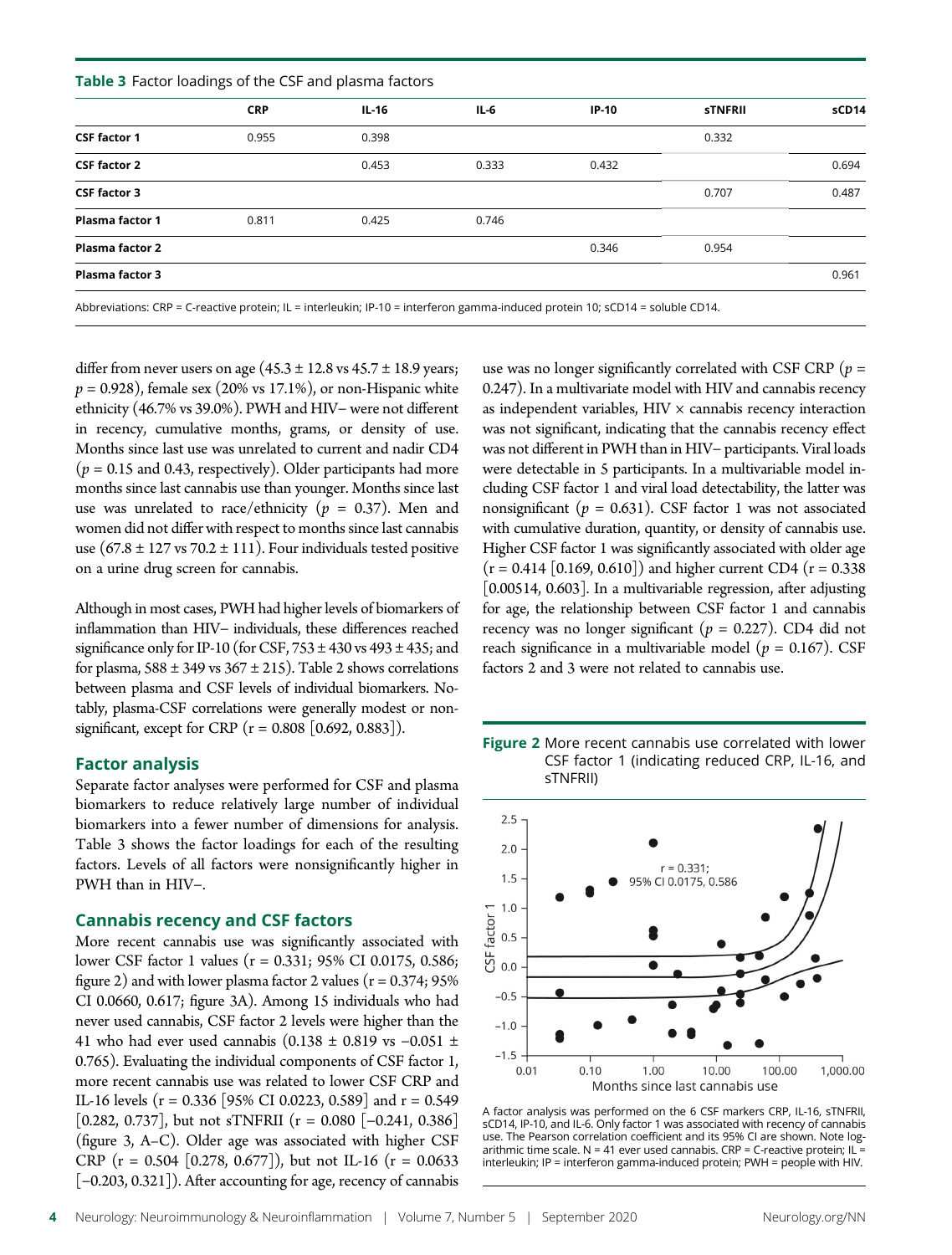**Table 3** Factor loadings of the CSF and plasma factors

| | CRP | IL-16 | IL-6 | IP-10 | sTNFRII | sCD14 |
|---|---|---|---|---|---|---|
| **CSF factor 1** | 0.955 | 0.398 | | | 0.332 | |
| **CSF factor 2** | | 0.453 | 0.333 | 0.432 | | 0.694 |
| **CSF factor 3** | | | | | 0.707 | 0.487 |
| **Plasma factor 1** | 0.811 | 0.425 | 0.746 | | | |
| **Plasma factor 2** | | | | 0.346 | 0.954 | |
| **Plasma factor 3** | | | | | | 0.961 |

Abbreviations: CRP = C-reactive protein; IL = interleukin; IP-10 = interferon gamma-induced protein 10; sCD14 = soluble CD14.

differ from never users on age (45.3 ± 12.8 vs 45.7 ± 18.9 years; $p = 0.928$), female sex (20% vs 17.1%), or non-Hispanic white ethnicity (46.7% vs 39.0%). PWH and HIV− were not different in recency, cumulative months, grams, or density of use. Months since last use was unrelated to current and nadir CD4 ($p = 0.15$ and 0.43, respectively). Older participants had more months since last cannabis use than younger. Months since last use was unrelated to race/ethnicity ($p = 0.37$). Men and women did not differ with respect to months since last cannabis use (67.8 ± 127 vs 70.2 ± 111). Four individuals tested positive on a urine drug screen for cannabis.

Although in most cases, PWH had higher levels of biomarkers of inflammation than HIV− individuals, these differences reached significance only for IP-10 (for CSF, 753 ± 430 vs 493 ± 435; and for plasma, 588 ± 349 vs 367 ± 215). Table 2 shows correlations between plasma and CSF levels of individual biomarkers. Notably, plasma-CSF correlations were generally modest or nonsignificant, except for CRP (r = 0.808 [0.692, 0.883]).

## Factor analysis

Separate factor analyses were performed for CSF and plasma biomarkers to reduce relatively large number of individual biomarkers into a fewer number of dimensions for analysis. Table 3 shows the factor loadings for each of the resulting factors. Levels of all factors were nonsignificantly higher in PWH than in HIV−.

## Cannabis recency and CSF factors

More recent cannabis use was significantly associated with lower CSF factor 1 values (r = 0.331; 95% CI 0.0175, 0.586; figure 2) and with lower plasma factor 2 values (r = 0.374; 95% CI 0.0660, 0.617; figure 3A). Among 15 individuals who had never used cannabis, CSF factor 2 levels were higher than the 41 who had ever used cannabis (0.138 ± 0.819 vs −0.051 ± 0.765). Evaluating the individual components of CSF factor 1, more recent cannabis use was related to lower CSF CRP and IL-16 levels (r = 0.336 [95% CI 0.0223, 0.589] and r = 0.549 [0.282, 0.737], but not sTNFRII (r = 0.080 [−0.241, 0.386] (figure 3, A–C). Older age was associated with higher CSF CRP (r = 0.504 [0.278, 0.677]), but not IL-16 (r = 0.0633 [−0.203, 0.321]). After accounting for age, recency of cannabis use was no longer significantly correlated with CSF CRP ($p = 0.247$). In a multivariate model with HIV and cannabis recency as independent variables, HIV × cannabis recency interaction was not significant, indicating that the cannabis recency effect was not different in PWH than in HIV− participants. Viral loads were detectable in 5 participants. In a multivariable model including CSF factor 1 and viral load detectability, the latter was nonsignificant ($p = 0.631$). CSF factor 1 was not associated with cumulative duration, quantity, or density of cannabis use. Higher CSF factor 1 was significantly associated with older age (r = 0.414 [0.169, 0.610]) and higher current CD4 (r = 0.338 [0.00514, 0.603]. In a multivariable regression, after adjusting for age, the relationship between CSF factor 1 and cannabis recency was no longer significant ($p = 0.227$). CD4 did not reach significance in a multivariable model ($p = 0.167$). CSF factors 2 and 3 were not related to cannabis use.

**Figure 2** More recent cannabis use correlated with lower CSF factor 1 (indicating reduced CRP, IL-16, and sTNFRII)

A factor analysis was performed on the 6 CSF markers CRP, IL-16, sTNFRII, sCD14, IP-10, and IL-6. Only factor 1 was associated with recency of cannabis use. The Pearson correlation coefficient and its 95% CI are shown. Note logarithmic time scale. N = 41 ever used cannabis. CRP = C-reactive protein; IL = interleukin; IP = interferon gamma-induced protein; PWH = people with HIV.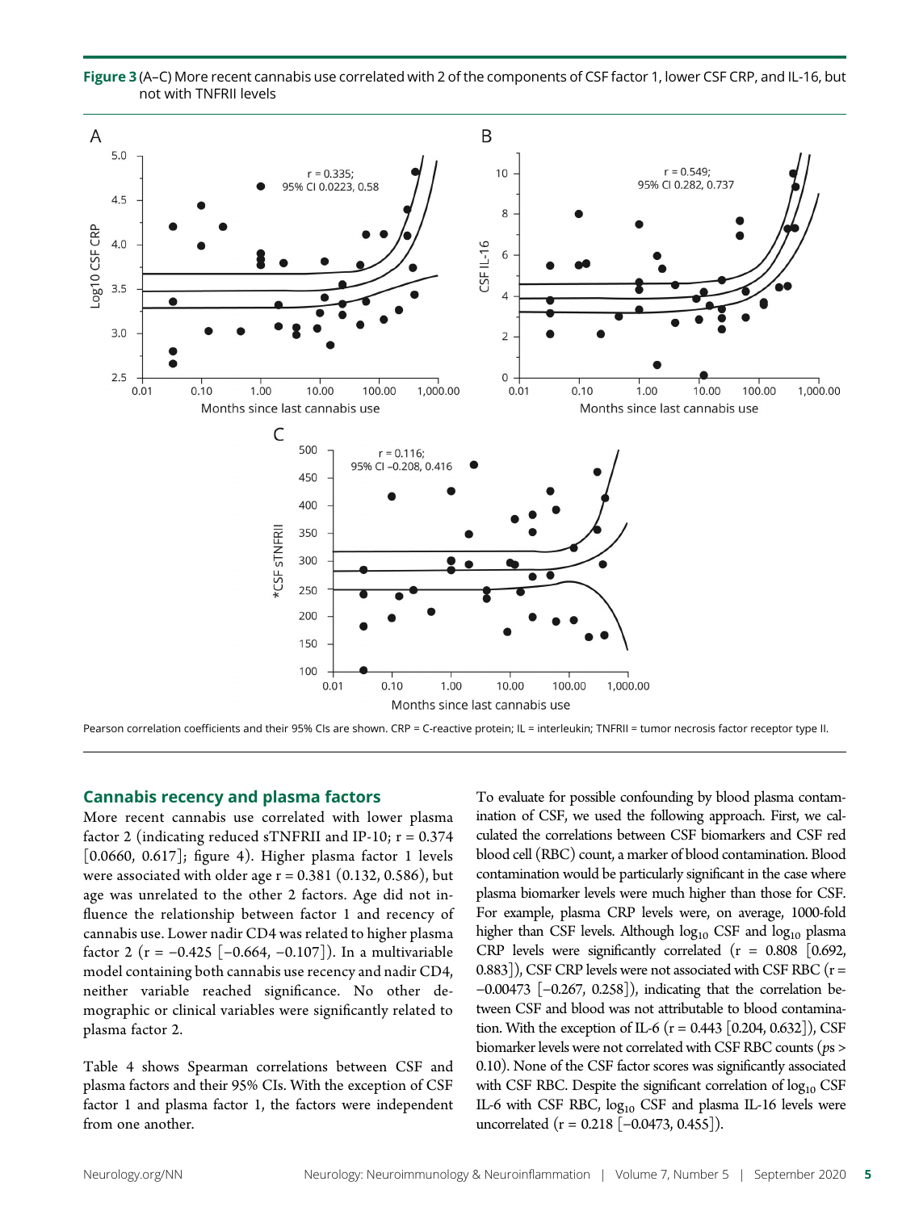**Figure 3** (A–C) More recent cannabis use correlated with 2 of the components of CSF factor 1, lower CSF CRP, and IL-16, but not with TNFRII levels

Pearson correlation coefficients and their 95% CIs are shown. CRP = C-reactive protein; IL = interleukin; TNFRII = tumor necrosis factor receptor type II.

### Cannabis recency and plasma factors

More recent cannabis use correlated with lower plasma factor 2 (indicating reduced sTNFRII and IP-10; r = 0.374 [0.0660, 0.617]; figure 4). Higher plasma factor 1 levels were associated with older age r = 0.381 (0.132, 0.586), but age was unrelated to the other 2 factors. Age did not influence the relationship between factor 1 and recency of cannabis use. Lower nadir CD4 was related to higher plasma factor 2 (r = −0.425 [−0.664, −0.107]). In a multivariable model containing both cannabis use recency and nadir CD4, neither variable reached significance. No other demographic or clinical variables were significantly related to plasma factor 2.

Table 4 shows Spearman correlations between CSF and plasma factors and their 95% CIs. With the exception of CSF factor 1 and plasma factor 1, the factors were independent from one another.

To evaluate for possible confounding by blood plasma contamination of CSF, we used the following approach. First, we calculated the correlations between CSF biomarkers and CSF red blood cell (RBC) count, a marker of blood contamination. Blood contamination would be particularly significant in the case where plasma biomarker levels were much higher than those for CSF. For example, plasma CRP levels were, on average, 1000-fold higher than CSF levels. Although $\log_{10}$ CSF and $\log_{10}$ plasma CRP levels were significantly correlated (r = 0.808 [0.692, 0.883]), CSF CRP levels were not associated with CSF RBC (r = −0.00473 [−0.267, 0.258]), indicating that the correlation between CSF and blood was not attributable to blood contamination. With the exception of IL-6 (r = 0.443 [0.204, 0.632]), CSF biomarker levels were not correlated with CSF RBC counts (*ps* > 0.10). None of the CSF factor scores was significantly associated with CSF RBC. Despite the significant correlation of $\log_{10}$ CSF IL-6 with CSF RBC, $\log_{10}$ CSF and plasma IL-16 levels were uncorrelated (r = 0.218 [−0.0473, 0.455]).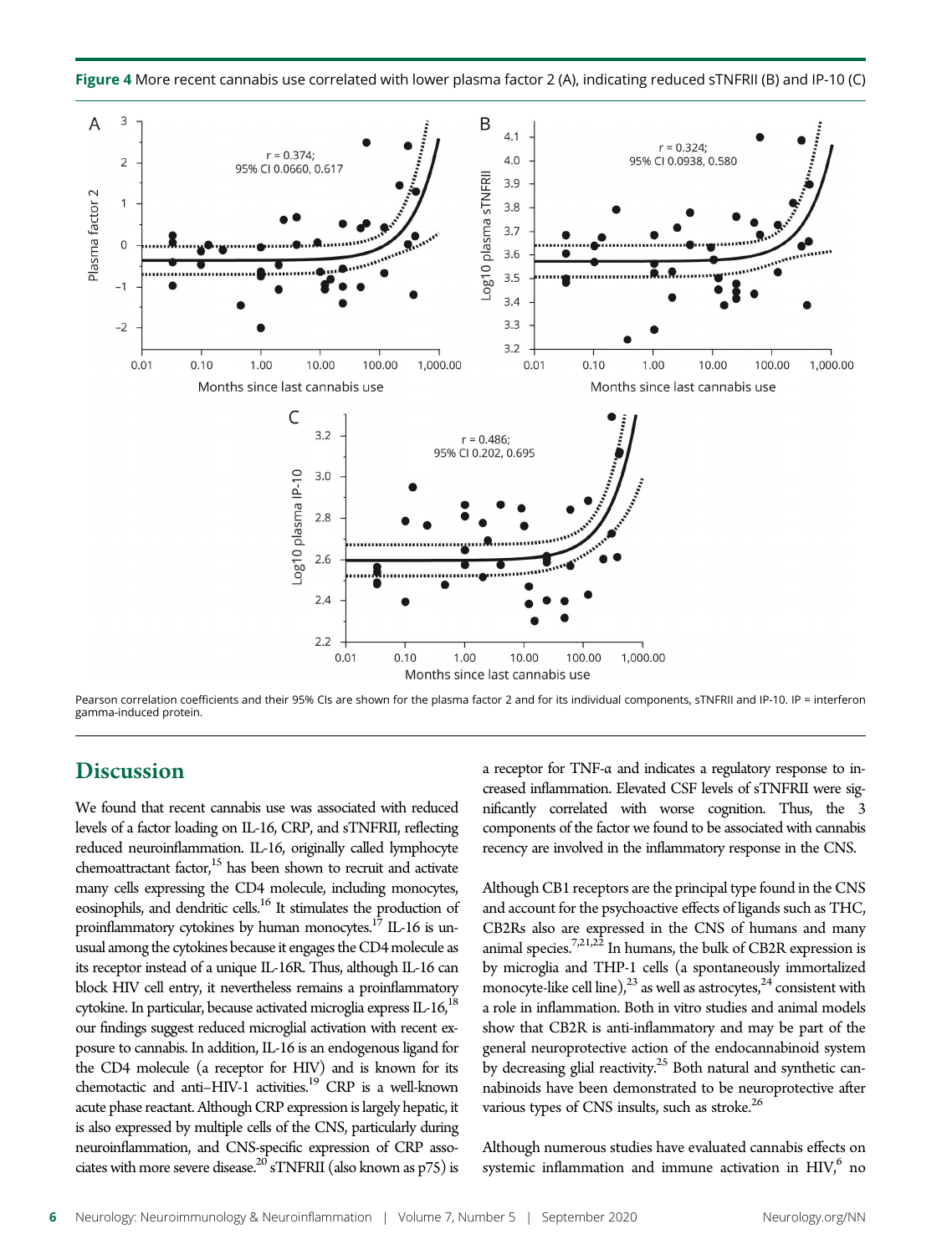**Figure 4** More recent cannabis use correlated with lower plasma factor 2 (A), indicating reduced sTNFRII (B) and IP-10 (C)

Pearson correlation coefficients and their 95% CIs are shown for the plasma factor 2 and for its individual components, sTNFRII and IP-10. IP = interferon gamma-induced protein.

## Discussion

We found that recent cannabis use was associated with reduced levels of a factor loading on IL-16, CRP, and sTNFRII, reflecting reduced neuroinflammation. IL-16, originally called lymphocyte chemoattractant factor,[15] has been shown to recruit and activate many cells expressing the CD4 molecule, including monocytes, eosinophils, and dendritic cells.[16] It stimulates the production of proinflammatory cytokines by human monocytes.[17] IL-16 is unusual among the cytokines because it engages the CD4 molecule as its receptor instead of a unique IL-16R. Thus, although IL-16 can block HIV cell entry, it nevertheless remains a proinflammatory cytokine. In particular, because activated microglia express IL-16,[18] our findings suggest reduced microglial activation with recent exposure to cannabis. In addition, IL-16 is an endogenous ligand for the CD4 molecule (a receptor for HIV) and is known for its chemotactic and anti–HIV-1 activities.[19] CRP is a well-known acute phase reactant. Although CRP expression is largely hepatic, it is also expressed by multiple cells of the CNS, particularly during neuroinflammation, and CNS-specific expression of CRP associates with more severe disease.[20] sTNFRII (also known as p75) is a receptor for TNF-α and indicates a regulatory response to increased inflammation. Elevated CSF levels of sTNFRII were significantly correlated with worse cognition. Thus, the 3 components of the factor we found to be associated with cannabis recency are involved in the inflammatory response in the CNS.

Although CB1 receptors are the principal type found in the CNS and account for the psychoactive effects of ligands such as THC, CB2Rs also are expressed in the CNS of humans and many animal species.[7,21,22] In humans, the bulk of CB2R expression is by microglia and THP-1 cells (a spontaneously immortalized monocyte-like cell line),[23] as well as astrocytes,[24] consistent with a role in inflammation. Both in vitro studies and animal models show that CB2R is anti-inflammatory and may be part of the general neuroprotective action of the endocannabinoid system by decreasing glial reactivity.[25] Both natural and synthetic cannabinoids have been demonstrated to be neuroprotective after various types of CNS insults, such as stroke.[26]

Although numerous studies have evaluated cannabis effects on systemic inflammation and immune activation in HIV,[6] no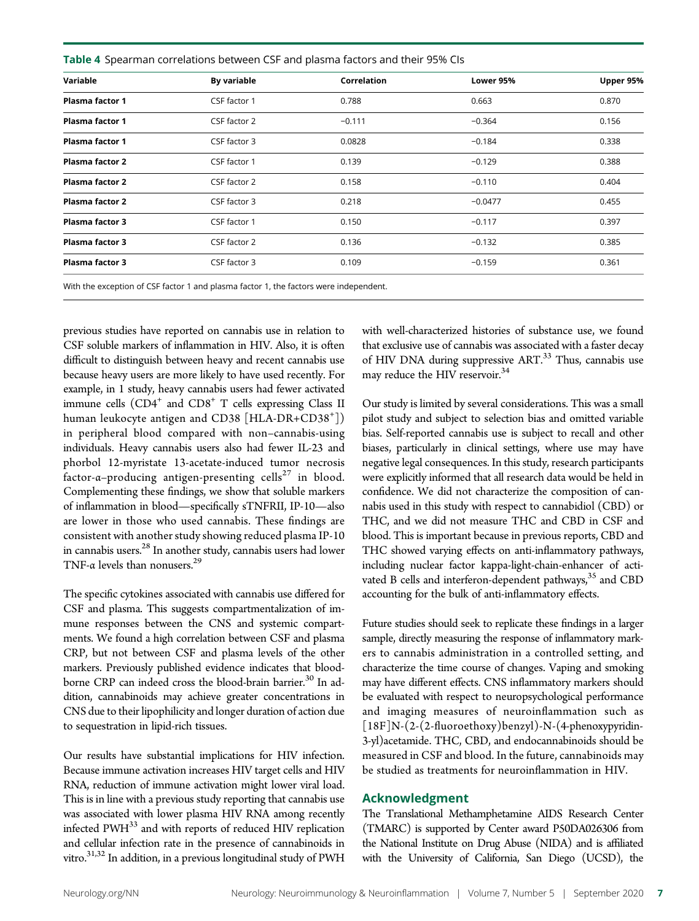Table 4 Spearman correlations between CSF and plasma factors and their 95% CIs

| Variable | By variable | Correlation | Lower 95% | Upper 95% |
|---|---|---|---|---|
| **Plasma factor 1** | CSF factor 1 | 0.788 | 0.663 | 0.870 |
| **Plasma factor 1** | CSF factor 2 | −0.111 | −0.364 | 0.156 |
| **Plasma factor 1** | CSF factor 3 | 0.0828 | −0.184 | 0.338 |
| **Plasma factor 2** | CSF factor 1 | 0.139 | −0.129 | 0.388 |
| **Plasma factor 2** | CSF factor 2 | 0.158 | −0.110 | 0.404 |
| **Plasma factor 2** | CSF factor 3 | 0.218 | −0.0477 | 0.455 |
| **Plasma factor 3** | CSF factor 1 | 0.150 | −0.117 | 0.397 |
| **Plasma factor 3** | CSF factor 2 | 0.136 | −0.132 | 0.385 |
| **Plasma factor 3** | CSF factor 3 | 0.109 | −0.159 | 0.361 |

With the exception of CSF factor 1 and plasma factor 1, the factors were independent.

previous studies have reported on cannabis use in relation to CSF soluble markers of inflammation in HIV. Also, it is often difficult to distinguish between heavy and recent cannabis use because heavy users are more likely to have used recently. For example, in 1 study, heavy cannabis users had fewer activated immune cells ($CD4^+$ and $CD8^+$ T cells expressing Class II human leukocyte antigen and CD38 [HLA-DR+$CD38^+$]) in peripheral blood compared with non–cannabis-using individuals. Heavy cannabis users also had fewer IL-23 and phorbol 12-myristate 13-acetate-induced tumor necrosis factor-α–producing antigen-presenting cells[27] in blood. Complementing these findings, we show that soluble markers of inflammation in blood—specifically sTNFRII, IP-10—also are lower in those who used cannabis. These findings are consistent with another study showing reduced plasma IP-10 in cannabis users.[28] In another study, cannabis users had lower TNF-α levels than nonusers.[29]

The specific cytokines associated with cannabis use differed for CSF and plasma. This suggests compartmentalization of immune responses between the CNS and systemic compartments. We found a high correlation between CSF and plasma CRP, but not between CSF and plasma levels of the other markers. Previously published evidence indicates that blood-borne CRP can indeed cross the blood-brain barrier.[30] In addition, cannabinoids may achieve greater concentrations in CNS due to their lipophilicity and longer duration of action due to sequestration in lipid-rich tissues.

Our results have substantial implications for HIV infection. Because immune activation increases HIV target cells and HIV RNA, reduction of immune activation might lower viral load. This is in line with a previous study reporting that cannabis use was associated with lower plasma HIV RNA among recently infected PWH[33] and with reports of reduced HIV replication and cellular infection rate in the presence of cannabinoids in vitro.[31,32] In addition, in a previous longitudinal study of PWH with well-characterized histories of substance use, we found that exclusive use of cannabis was associated with a faster decay of HIV DNA during suppressive ART.[33] Thus, cannabis use may reduce the HIV reservoir.[34]

Our study is limited by several considerations. This was a small pilot study and subject to selection bias and omitted variable bias. Self-reported cannabis use is subject to recall and other biases, particularly in clinical settings, where use may have negative legal consequences. In this study, research participants were explicitly informed that all research data would be held in confidence. We did not characterize the composition of cannabis used in this study with respect to cannabidiol (CBD) or THC, and we did not measure THC and CBD in CSF and blood. This is important because in previous reports, CBD and THC showed varying effects on anti-inflammatory pathways, including nuclear factor kappa-light-chain-enhancer of activated B cells and interferon-dependent pathways,[35] and CBD accounting for the bulk of anti-inflammatory effects.

Future studies should seek to replicate these findings in a larger sample, directly measuring the response of inflammatory markers to cannabis administration in a controlled setting, and characterize the time course of changes. Vaping and smoking may have different effects. CNS inflammatory markers should be evaluated with respect to neuropsychological performance and imaging measures of neuroinflammation such as [18F]N-(2-(2-fluoroethoxy)benzyl)-N-(4-phenoxypyridin-3-yl)acetamide. THC, CBD, and endocannabinoids should be measured in CSF and blood. In the future, cannabinoids may be studied as treatments for neuroinflammation in HIV.

## Acknowledgment

The Translational Methamphetamine AIDS Research Center (TMARC) is supported by Center award P50DA026306 from the National Institute on Drug Abuse (NIDA) and is affiliated with the University of California, San Diego (UCSD), the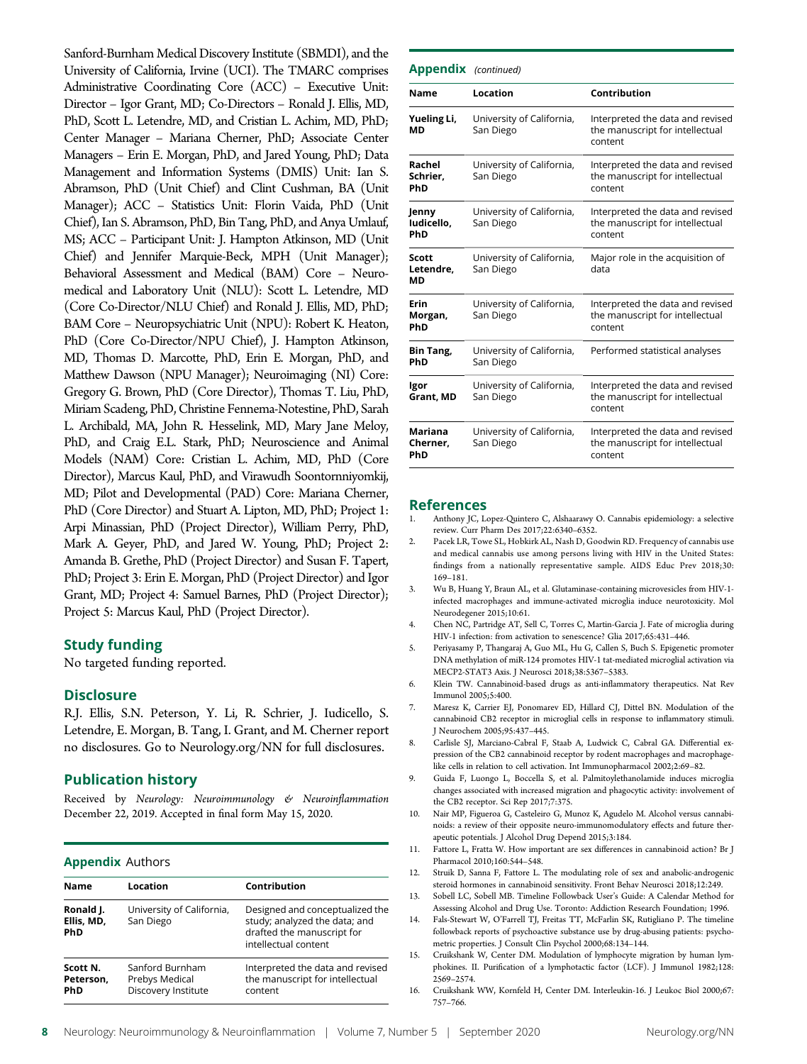Sanford-Burnham Medical Discovery Institute (SBMDI), and the University of California, Irvine (UCI). The TMARC comprises Administrative Coordinating Core (ACC) – Executive Unit: Director – Igor Grant, MD; Co-Directors – Ronald J. Ellis, MD, PhD, Scott L. Letendre, MD, and Cristian L. Achim, MD, PhD; Center Manager – Mariana Cherner, PhD; Associate Center Managers – Erin E. Morgan, PhD, and Jared Young, PhD; Data Management and Information Systems (DMIS) Unit: Ian S. Abramson, PhD (Unit Chief) and Clint Cushman, BA (Unit Manager); ACC – Statistics Unit: Florin Vaida, PhD (Unit Chief), Ian S. Abramson, PhD, Bin Tang, PhD, and Anya Umlauf, MS; ACC – Participant Unit: J. Hampton Atkinson, MD (Unit Chief) and Jennifer Marquie-Beck, MPH (Unit Manager); Behavioral Assessment and Medical (BAM) Core – Neuromedical and Laboratory Unit (NLU): Scott L. Letendre, MD (Core Co-Director/NLU Chief) and Ronald J. Ellis, MD, PhD; BAM Core – Neuropsychiatric Unit (NPU): Robert K. Heaton, PhD (Core Co-Director/NPU Chief), J. Hampton Atkinson, MD, Thomas D. Marcotte, PhD, Erin E. Morgan, PhD, and Matthew Dawson (NPU Manager); Neuroimaging (NI) Core: Gregory G. Brown, PhD (Core Director), Thomas T. Liu, PhD, Miriam Scadeng, PhD, Christine Fennema-Notestine, PhD, Sarah L. Archibald, MA, John R. Hesselink, MD, Mary Jane Meloy, PhD, and Craig E.L. Stark, PhD; Neuroscience and Animal Models (NAM) Core: Cristian L. Achim, MD, PhD (Core Director), Marcus Kaul, PhD, and Virawudh Soontornniyomkij, MD; Pilot and Developmental (PAD) Core: Mariana Cherner, PhD (Core Director) and Stuart A. Lipton, MD, PhD; Project 1: Arpi Minassian, PhD (Project Director), William Perry, PhD, Mark A. Geyer, PhD, and Jared W. Young, PhD; Project 2: Amanda B. Grethe, PhD (Project Director) and Susan F. Tapert, PhD; Project 3: Erin E. Morgan, PhD (Project Director) and Igor Grant, MD; Project 4: Samuel Barnes, PhD (Project Director); Project 5: Marcus Kaul, PhD (Project Director).

## Study funding

No targeted funding reported.

## Disclosure

R.J. Ellis, S.N. Peterson, Y. Li, R. Schrier, J. Iudicello, S. Letendre, E. Morgan, B. Tang, I. Grant, and M. Cherner report no disclosures. Go to Neurology.org/NN for full disclosures.

## Publication history

Received by *Neurology: Neuroimmunology & Neuroinflammation* December 22, 2019. Accepted in final form May 15, 2020.

## Appendix Authors

| Name | Location | Contribution |
|---|---|---|
| **Ronald J. Ellis, MD, PhD** | University of California, San Diego | Designed and conceptualized the study; analyzed the data; and drafted the manuscript for intellectual content |
| **Scott N. Peterson, PhD** | Sanford Burnham Prebys Medical Discovery Institute | Interpreted the data and revised the manuscript for intellectual content |
| **Yueling Li, MD** | University of California, San Diego | Interpreted the data and revised the manuscript for intellectual content |
| **Rachel Schrier, PhD** | University of California, San Diego | Interpreted the data and revised the manuscript for intellectual content |
| **Jenny Iudicello, PhD** | University of California, San Diego | Interpreted the data and revised the manuscript for intellectual content |
| **Scott Letendre, MD** | University of California, San Diego | Major role in the acquisition of data |
| **Erin Morgan, PhD** | University of California, San Diego | Interpreted the data and revised the manuscript for intellectual content |
| **Bin Tang, PhD** | University of California, San Diego | Performed statistical analyses |
| **Igor Grant, MD** | University of California, San Diego | Interpreted the data and revised the manuscript for intellectual content |
| **Mariana Cherner, PhD** | University of California, San Diego | Interpreted the data and revised the manuscript for intellectual content |

## References

1. Anthony JC, Lopez-Quintero C, Alshaarawy O. Cannabis epidemiology: a selective review. Curr Pharm Des 2017;22:6340–6352.
2. Pacek LR, Towe SL, Hobkirk AL, Nash D, Goodwin RD. Frequency of cannabis use and medical cannabis use among persons living with HIV in the United States: findings from a nationally representative sample. AIDS Educ Prev 2018;30: 169–181.
3. Wu B, Huang Y, Braun AL, et al. Glutaminase-containing microvesicles from HIV-1-infected macrophages and immune-activated microglia induce neurotoxicity. Mol Neurodegener 2015;10:61.
4. Chen NC, Partridge AT, Sell C, Torres C, Martin-Garcia J. Fate of microglia during HIV-1 infection: from activation to senescence? Glia 2017;65:431–446.
5. Periyasamy P, Thangaraj A, Guo ML, Hu G, Callen S, Buch S. Epigenetic promoter DNA methylation of miR-124 promotes HIV-1 tat-mediated microglial activation via MECP2-STAT3 Axis. J Neurosci 2018;38:5367–5383.
6. Klein TW. Cannabinoid-based drugs as anti-inflammatory therapeutics. Nat Rev Immunol 2005;5:400.
7. Maresz K, Carrier EJ, Ponomarev ED, Hillard CJ, Dittel BN. Modulation of the cannabinoid CB2 receptor in microglial cells in response to inflammatory stimuli. J Neurochem 2005;95:437–445.
8. Carlisle SJ, Marciano-Cabral F, Staab A, Ludwick C, Cabral GA. Differential expression of the CB2 cannabinoid receptor by rodent macrophages and macrophage-like cells in relation to cell activation. Int Immunopharmacol 2002;2:69–82.
9. Guida F, Luongo L, Boccella S, et al. Palmitoylethanolamide induces microglia changes associated with increased migration and phagocytic activity: involvement of the CB2 receptor. Sci Rep 2017;7:375.
10. Nair MP, Figueroa G, Casteleiro G, Munoz K, Agudelo M. Alcohol versus cannabinoids: a review of their opposite neuro-immunomodulatory effects and future therapeutic potentials. J Alcohol Drug Depend 2015;3:184.
11. Fattore L, Fratta W. How important are sex differences in cannabinoid action? Br J Pharmacol 2010;160:544–548.
12. Struik D, Sanna F, Fattore L. The modulating role of sex and anabolic-androgenic steroid hormones in cannabinoid sensitivity. Front Behav Neurosci 2018;12:249.
13. Sobell LC, Sobell MB. Timeline Followback User's Guide: A Calendar Method for Assessing Alcohol and Drug Use. Toronto: Addiction Research Foundation; 1996.
14. Fals-Stewart W, O'Farrell TJ, Freitas TT, McFarlin SK, Rutigliano P. The timeline followback reports of psychoactive substance use by drug-abusing patients: psychometric properties. J Consult Clin Psychol 2000;68:134–144.
15. Cruikshank W, Center DM. Modulation of lymphocyte migration by human lymphokines. II. Purification of a lymphotactic factor (LCF). J Immunol 1982;128: 2569–2574.
16. Cruikshank WW, Kornfeld H, Center DM. Interleukin-16. J Leukoc Biol 2000;67: 757–766.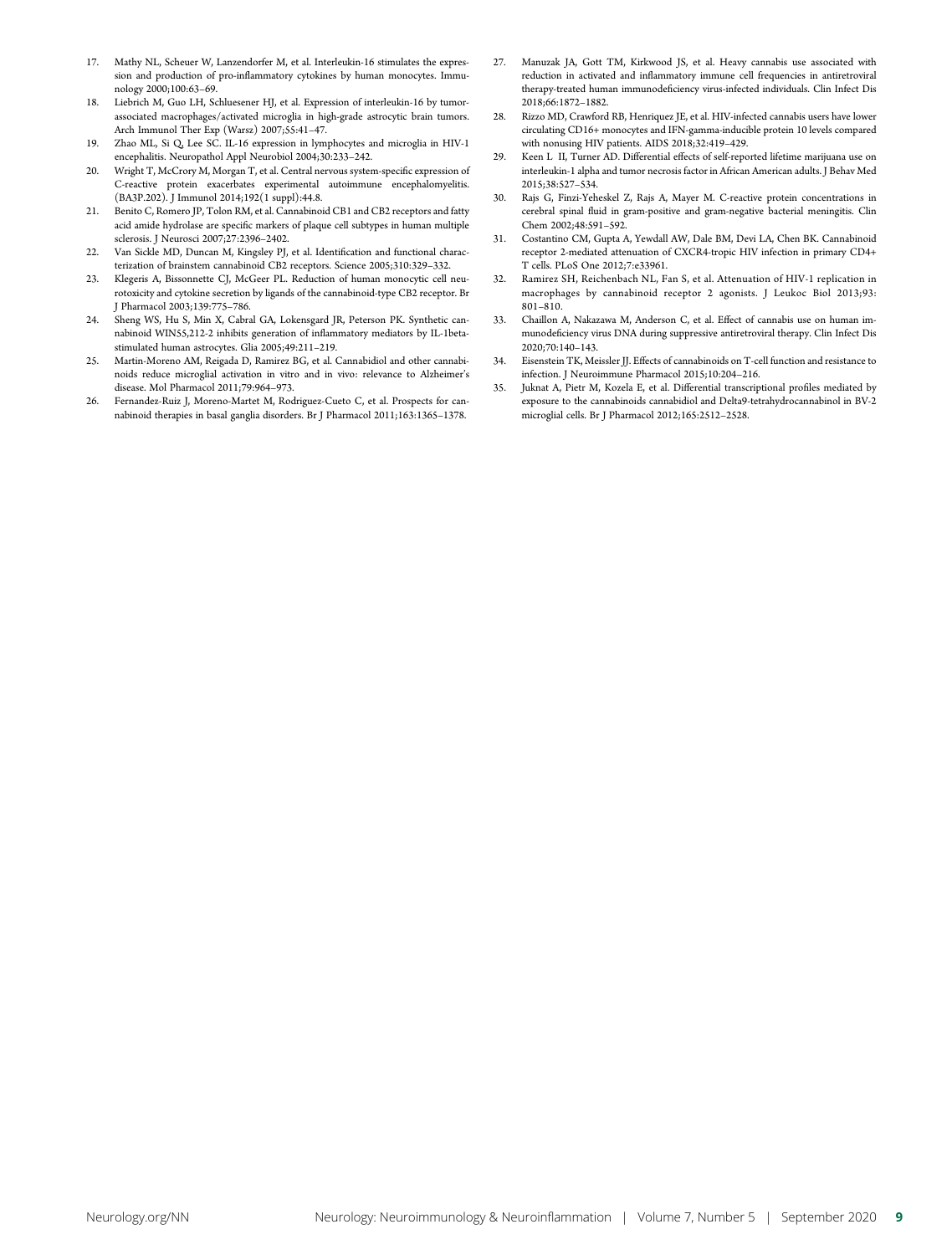17. Mathy NL, Scheuer W, Lanzendorfer M, et al. Interleukin-16 stimulates the expression and production of pro-inflammatory cytokines by human monocytes. Immunology 2000;100:63–69.
18. Liebrich M, Guo LH, Schluesener HJ, et al. Expression of interleukin-16 by tumor-associated macrophages/activated microglia in high-grade astrocytic brain tumors. Arch Immunol Ther Exp (Warsz) 2007;55:41–47.
19. Zhao ML, Si Q, Lee SC. IL-16 expression in lymphocytes and microglia in HIV-1 encephalitis. Neuropathol Appl Neurobiol 2004;30:233–242.
20. Wright T, McCrory M, Morgan T, et al. Central nervous system-specific expression of C-reactive protein exacerbates experimental autoimmune encephalomyelitis. (BA3P.202). J Immunol 2014;192(1 suppl):44.8.
21. Benito C, Romero JP, Tolon RM, et al. Cannabinoid CB1 and CB2 receptors and fatty acid amide hydrolase are specific markers of plaque cell subtypes in human multiple sclerosis. J Neurosci 2007;27:2396–2402.
22. Van Sickle MD, Duncan M, Kingsley PJ, et al. Identification and functional characterization of brainstem cannabinoid CB2 receptors. Science 2005;310:329–332.
23. Klegeris A, Bissonnette CJ, McGeer PL. Reduction of human monocytic cell neurotoxicity and cytokine secretion by ligands of the cannabinoid-type CB2 receptor. Br J Pharmacol 2003;139:775–786.
24. Sheng WS, Hu S, Min X, Cabral GA, Lokensgard JR, Peterson PK. Synthetic cannabinoid WIN55,212-2 inhibits generation of inflammatory mediators by IL-1beta-stimulated human astrocytes. Glia 2005;49:211–219.
25. Martin-Moreno AM, Reigada D, Ramirez BG, et al. Cannabidiol and other cannabinoids reduce microglial activation in vitro and in vivo: relevance to Alzheimer's disease. Mol Pharmacol 2011;79:964–973.
26. Fernandez-Ruiz J, Moreno-Martet M, Rodriguez-Cueto C, et al. Prospects for cannabinoid therapies in basal ganglia disorders. Br J Pharmacol 2011;163:1365–1378.
27. Manuzak JA, Gott TM, Kirkwood JS, et al. Heavy cannabis use associated with reduction in activated and inflammatory immune cell frequencies in antiretroviral therapy-treated human immunodeficiency virus-infected individuals. Clin Infect Dis 2018;66:1872–1882.
28. Rizzo MD, Crawford RB, Henriquez JE, et al. HIV-infected cannabis users have lower circulating CD16+ monocytes and IFN-gamma-inducible protein 10 levels compared with nonusing HIV patients. AIDS 2018;32:419–429.
29. Keen L II, Turner AD. Differential effects of self-reported lifetime marijuana use on interleukin-1 alpha and tumor necrosis factor in African American adults. J Behav Med 2015;38:527–534.
30. Rajs G, Finzi-Yeheskel Z, Rajs A, Mayer M. C-reactive protein concentrations in cerebral spinal fluid in gram-positive and gram-negative bacterial meningitis. Clin Chem 2002;48:591–592.
31. Costantino CM, Gupta A, Yewdall AW, Dale BM, Devi LA, Chen BK. Cannabinoid receptor 2-mediated attenuation of CXCR4-tropic HIV infection in primary CD4+ T cells. PLoS One 2012;7:e33961.
32. Ramirez SH, Reichenbach NL, Fan S, et al. Attenuation of HIV-1 replication in macrophages by cannabinoid receptor 2 agonists. J Leukoc Biol 2013;93:801–810.
33. Chaillon A, Nakazawa M, Anderson C, et al. Effect of cannabis use on human immunodeficiency virus DNA during suppressive antiretroviral therapy. Clin Infect Dis 2020;70:140–143.
34. Eisenstein TK, Meissler JJ. Effects of cannabinoids on T-cell function and resistance to infection. J Neuroimmune Pharmacol 2015;10:204–216.
35. Juknat A, Pietr M, Kozela E, et al. Differential transcriptional profiles mediated by exposure to the cannabinoids cannabidiol and Delta9-tetrahydrocannabinol in BV-2 microglial cells. Br J Pharmacol 2012;165:2512–2528.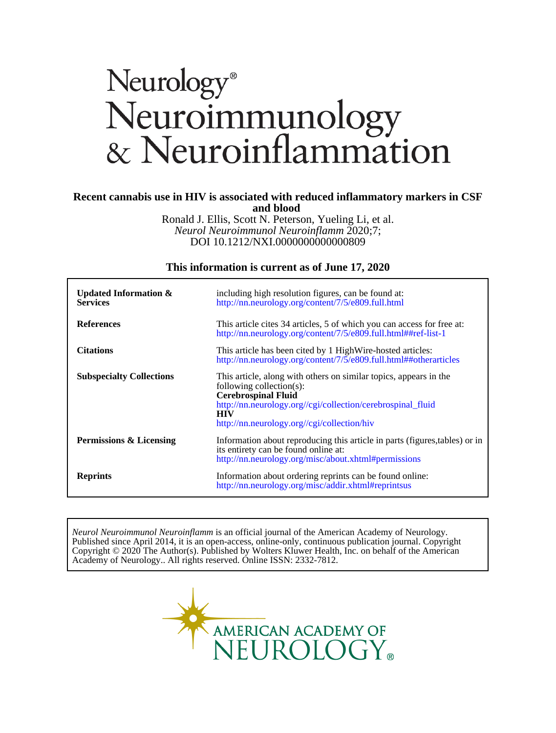# Neurology® Neuroimmunology & Neuroinflammation

**Recent cannabis use in HIV is associated with reduced inflammatory markers in CSF and blood**

Ronald J. Ellis, Scott N. Peterson, Yueling Li, et al.
*Neurol Neuroimmunol Neuroinflamm* 2020;7;
DOI 10.1212/NXI.0000000000000809

**This information is current as of June 17, 2020**

| | |
|---|---|
| **Updated Information & Services** | including high resolution figures, can be found at: http://nn.neurology.org/content/7/5/e809.full.html |
| **References** | This article cites 34 articles, 5 of which you can access for free at: http://nn.neurology.org/content/7/5/e809.full.html##ref-list-1 |
| **Citations** | This article has been cited by 1 HighWire-hosted articles: http://nn.neurology.org/content/7/5/e809.full.html##otherarticles |
| **Subspecialty Collections** | This article, along with others on similar topics, appears in the following collection(s): **Cerebrospinal Fluid** http://nn.neurology.org//cgi/collection/cerebrospinal_fluid **HIV** http://nn.neurology.org//cgi/collection/hiv |
| **Permissions & Licensing** | Information about reproducing this article in parts (figures,tables) or in its entirety can be found online at: http://nn.neurology.org/misc/about.xhtml#permissions |
| **Reprints** | Information about ordering reprints can be found online: http://nn.neurology.org/misc/addir.xhtml#reprintsus |

*Neurol Neuroimmunol Neuroinflamm* is an official journal of the American Academy of Neurology. Published since April 2014, it is an open-access, online-only, continuous publication journal. Copyright Copyright © 2020 The Author(s). Published by Wolters Kluwer Health, Inc. on behalf of the American Academy of Neurology.. All rights reserved. Online ISSN: 2332-7812.

AMERICAN ACADEMY OF NEUROLOGY®